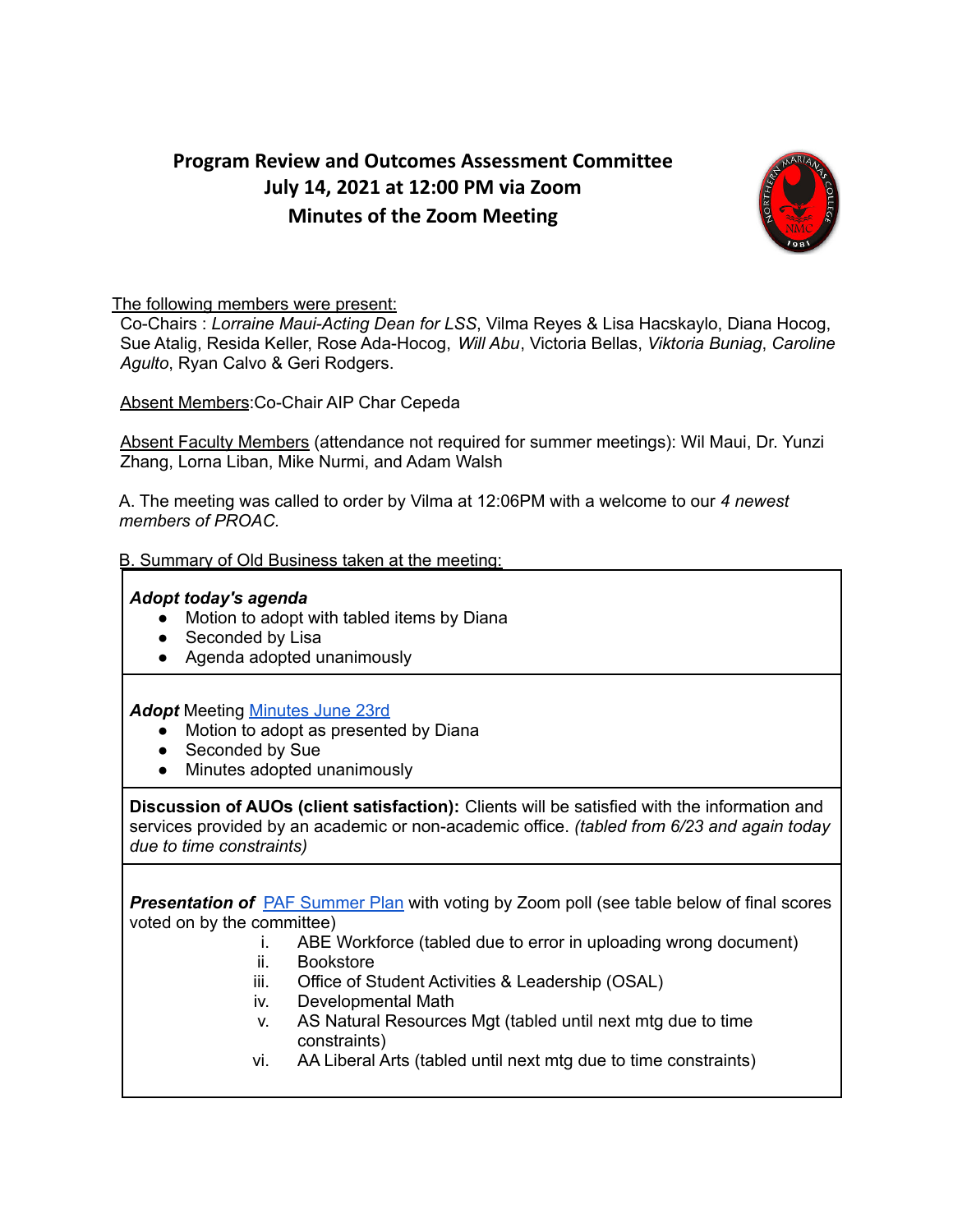# Program Review and Outcomes Assessment Committee
## July 14, 2021 at 12:00 PM via Zoom
## Minutes of the Zoom Meeting

The following members were present:
Co-Chairs : *Lorraine Maui-Acting Dean for LSS*, Vilma Reyes & Lisa Hacskaylo, Diana Hocog, Sue Atalig, Resida Keller, Rose Ada-Hocog, *Will Abu*, Victoria Bellas, *Viktoria Buniag*, *Caroline Agulto*, Ryan Calvo & Geri Rodgers.

Absent Members:Co-Chair AIP Char Cepeda

Absent Faculty Members (attendance not required for summer meetings): Wil Maui, Dr. Yunzi Zhang, Lorna Liban, Mike Nurmi, and Adam Walsh

A. The meeting was called to order by Vilma at 12:06PM with a welcome to our *4 newest members of PROAC.*

B. Summary of Old Business taken at the meeting:

| |
|---|
| ***Adopt today's agenda***<br>• Motion to adopt with tabled items by Diana<br>• Seconded by Lisa<br>• Agenda adopted unanimously |
| ***Adopt*** Meeting Minutes June 23rd<br>• Motion to adopt as presented by Diana<br>• Seconded by Sue<br>• Minutes adopted unanimously |
| **Discussion of AUOs (client satisfaction):** Clients will be satisfied with the information and services provided by an academic or non-academic office. *(tabled from 6/23 and again today due to time constraints)* |
| ***Presentation of*** PAF Summer Plan with voting by Zoom poll (see table below of final scores voted on by the committee)<br>i. ABE Workforce (tabled due to error in uploading wrong document)<br>ii. Bookstore<br>iii. Office of Student Activities & Leadership (OSAL)<br>iv. Developmental Math<br>v. AS Natural Resources Mgt (tabled until next mtg due to time constraints)<br>vi. AA Liberal Arts (tabled until next mtg due to time constraints) |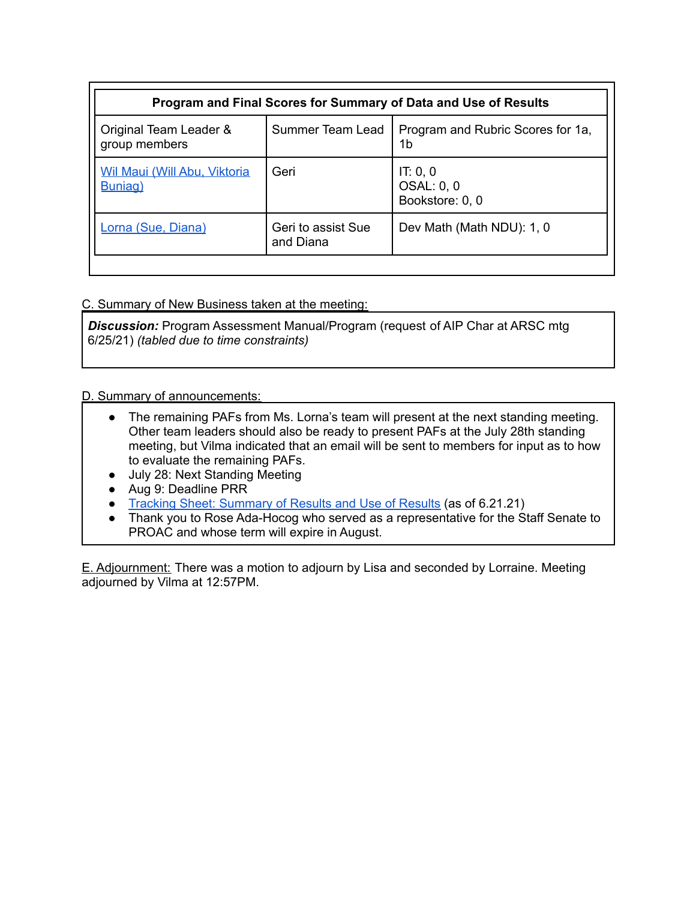| Program and Final Scores for Summary of Data and Use of Results | | |
|---|---|---|
| Original Team Leader & group members | Summer Team Lead | Program and Rubric Scores for 1a, 1b |
| Wil Maui (Will Abu, Viktoria Buniag) | Geri | IT: 0, 0<br>OSAL: 0, 0<br>Bookstore: 0, 0 |
| Lorna (Sue, Diana) | Geri to assist Sue and Diana | Dev Math (Math NDU): 1, 0 |

C. Summary of New Business taken at the meeting:

***Discussion:*** Program Assessment Manual/Program (request of AIP Char at ARSC mtg 6/25/21) *(tabled due to time constraints)*

D. Summary of announcements:

- The remaining PAFs from Ms. Lorna's team will present at the next standing meeting. Other team leaders should also be ready to present PAFs at the July 28th standing meeting, but Vilma indicated that an email will be sent to members for input as to how to evaluate the remaining PAFs.
- July 28: Next Standing Meeting
- Aug 9: Deadline PRR
- Tracking Sheet: Summary of Results and Use of Results (as of 6.21.21)
- Thank you to Rose Ada-Hocog who served as a representative for the Staff Senate to PROAC and whose term will expire in August.

E. Adjournment: There was a motion to adjourn by Lisa and seconded by Lorraine. Meeting adjourned by Vilma at 12:57PM.